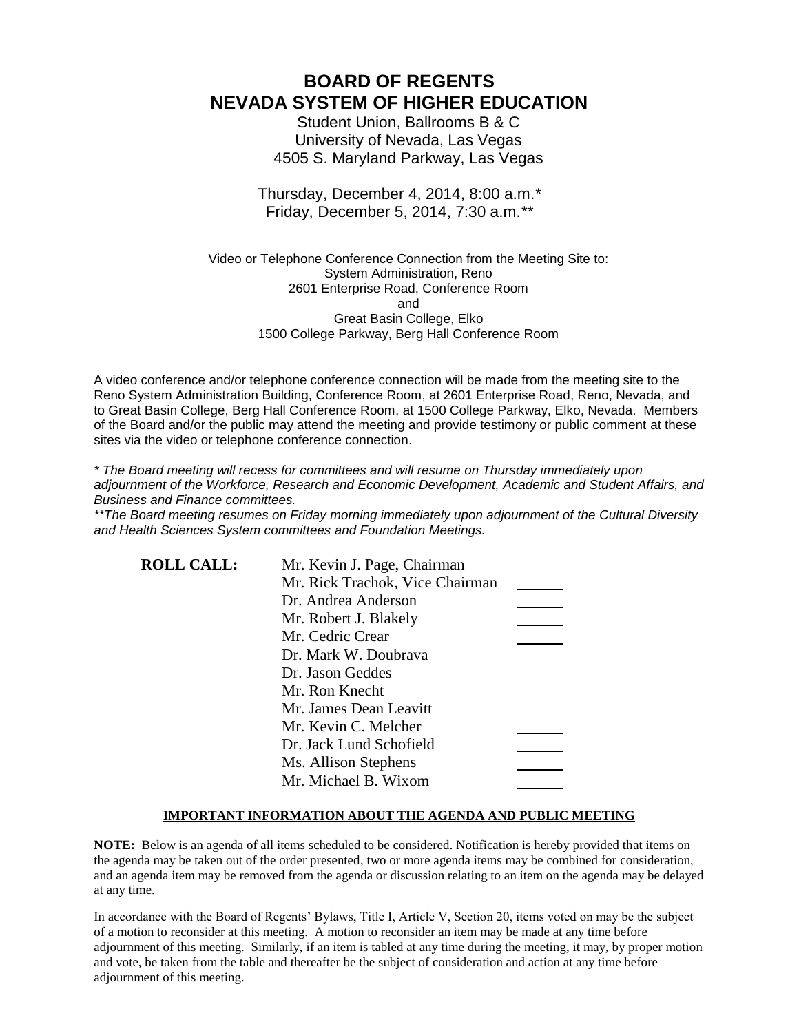# BOARD OF REGENTS
# NEVADA SYSTEM OF HIGHER EDUCATION

Student Union, Ballrooms B & C
University of Nevada, Las Vegas
4505 S. Maryland Parkway, Las Vegas

Thursday, December 4, 2014, 8:00 a.m.*
Friday, December 5, 2014, 7:30 a.m.**

Video or Telephone Conference Connection from the Meeting Site to:
System Administration, Reno
2601 Enterprise Road, Conference Room
and
Great Basin College, Elko
1500 College Parkway, Berg Hall Conference Room

A video conference and/or telephone conference connection will be made from the meeting site to the Reno System Administration Building, Conference Room, at 2601 Enterprise Road, Reno, Nevada, and to Great Basin College, Berg Hall Conference Room, at 1500 College Parkway, Elko, Nevada. Members of the Board and/or the public may attend the meeting and provide testimony or public comment at these sites via the video or telephone conference connection.

*\* The Board meeting will recess for committees and will resume on Thursday immediately upon adjournment of the Workforce, Research and Economic Development, Academic and Student Affairs, and Business and Finance committees.*

*\*\*The Board meeting resumes on Friday morning immediately upon adjournment of the Cultural Diversity and Health Sciences System committees and Foundation Meetings.*

| **ROLL CALL:** | | |
|---|---|---|
| | Mr. Kevin J. Page, Chairman | ______ |
| | Mr. Rick Trachok, Vice Chairman | ______ |
| | Dr. Andrea Anderson | ______ |
| | Mr. Robert J. Blakely | ______ |
| | Mr. Cedric Crear | ______ |
| | Dr. Mark W. Doubrava | ______ |
| | Dr. Jason Geddes | ______ |
| | Mr. Ron Knecht | ______ |
| | Mr. James Dean Leavitt | ______ |
| | Mr. Kevin C. Melcher | ______ |
| | Dr. Jack Lund Schofield | ______ |
| | Ms. Allison Stephens | ______ |
| | Mr. Michael B. Wixom | ______ |

**IMPORTANT INFORMATION ABOUT THE AGENDA AND PUBLIC MEETING**

**NOTE:** Below is an agenda of all items scheduled to be considered. Notification is hereby provided that items on the agenda may be taken out of the order presented, two or more agenda items may be combined for consideration, and an agenda item may be removed from the agenda or discussion relating to an item on the agenda may be delayed at any time.

In accordance with the Board of Regents' Bylaws, Title I, Article V, Section 20, items voted on may be the subject of a motion to reconsider at this meeting. A motion to reconsider an item may be made at any time before adjournment of this meeting. Similarly, if an item is tabled at any time during the meeting, it may, by proper motion and vote, be taken from the table and thereafter be the subject of consideration and action at any time before adjournment of this meeting.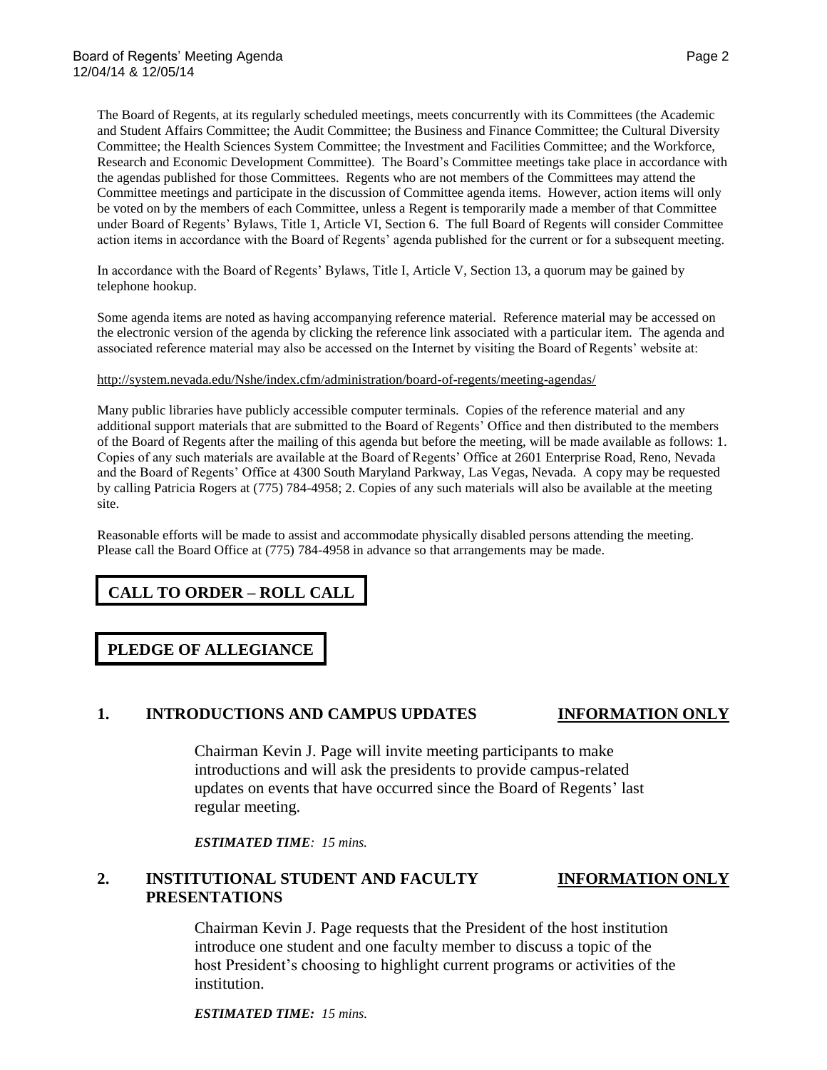The Board of Regents, at its regularly scheduled meetings, meets concurrently with its Committees (the Academic and Student Affairs Committee; the Audit Committee; the Business and Finance Committee; the Cultural Diversity Committee; the Health Sciences System Committee; the Investment and Facilities Committee; and the Workforce, Research and Economic Development Committee). The Board's Committee meetings take place in accordance with the agendas published for those Committees. Regents who are not members of the Committees may attend the Committee meetings and participate in the discussion of Committee agenda items. However, action items will only be voted on by the members of each Committee, unless a Regent is temporarily made a member of that Committee under Board of Regents' Bylaws, Title 1, Article VI, Section 6. The full Board of Regents will consider Committee action items in accordance with the Board of Regents' agenda published for the current or for a subsequent meeting.

In accordance with the Board of Regents' Bylaws, Title I, Article V, Section 13, a quorum may be gained by telephone hookup.

Some agenda items are noted as having accompanying reference material. Reference material may be accessed on the electronic version of the agenda by clicking the reference link associated with a particular item. The agenda and associated reference material may also be accessed on the Internet by visiting the Board of Regents' website at:

http://system.nevada.edu/Nshe/index.cfm/administration/board-of-regents/meeting-agendas/

Many public libraries have publicly accessible computer terminals. Copies of the reference material and any additional support materials that are submitted to the Board of Regents' Office and then distributed to the members of the Board of Regents after the mailing of this agenda but before the meeting, will be made available as follows: 1. Copies of any such materials are available at the Board of Regents' Office at 2601 Enterprise Road, Reno, Nevada and the Board of Regents' Office at 4300 South Maryland Parkway, Las Vegas, Nevada. A copy may be requested by calling Patricia Rogers at (775) 784-4958; 2. Copies of any such materials will also be available at the meeting site.

Reasonable efforts will be made to assist and accommodate physically disabled persons attending the meeting. Please call the Board Office at (775) 784-4958 in advance so that arrangements may be made.

## CALL TO ORDER – ROLL CALL

## PLEDGE OF ALLEGIANCE

### 1. INTRODUCTIONS AND CAMPUS UPDATES — INFORMATION ONLY

Chairman Kevin J. Page will invite meeting participants to make introductions and will ask the presidents to provide campus-related updates on events that have occurred since the Board of Regents' last regular meeting.

***ESTIMATED TIME**: 15 mins.*

### 2. INSTITUTIONAL STUDENT AND FACULTY PRESENTATIONS — INFORMATION ONLY

Chairman Kevin J. Page requests that the President of the host institution introduce one student and one faculty member to discuss a topic of the host President's choosing to highlight current programs or activities of the institution.

***ESTIMATED TIME:** 15 mins.*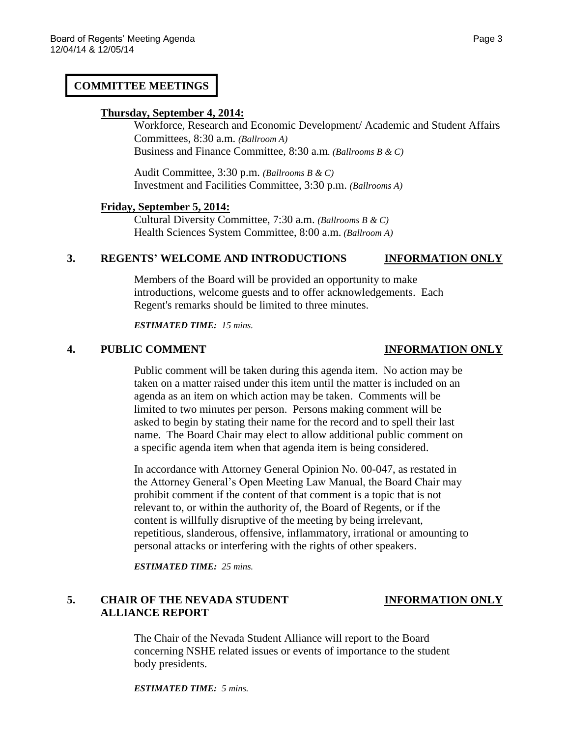## COMMITTEE MEETINGS

**Thursday, September 4, 2014:**

Workforce, Research and Economic Development/ Academic and Student Affairs Committees, 8:30 a.m. *(Ballroom A)*
Business and Finance Committee, 8:30 a.m. *(Ballrooms B & C)*

Audit Committee, 3:30 p.m. *(Ballrooms B & C)*
Investment and Facilities Committee, 3:30 p.m. *(Ballrooms A)*

**Friday, September 5, 2014:**

Cultural Diversity Committee, 7:30 a.m. *(Ballrooms B & C)*
Health Sciences System Committee, 8:00 a.m. *(Ballroom A)*

### 3. REGENTS' WELCOME AND INTRODUCTIONS — INFORMATION ONLY

Members of the Board will be provided an opportunity to make introductions, welcome guests and to offer acknowledgements. Each Regent's remarks should be limited to three minutes.

***ESTIMATED TIME:** 15 mins.*

### 4. PUBLIC COMMENT — INFORMATION ONLY

Public comment will be taken during this agenda item. No action may be taken on a matter raised under this item until the matter is included on an agenda as an item on which action may be taken. Comments will be limited to two minutes per person. Persons making comment will be asked to begin by stating their name for the record and to spell their last name. The Board Chair may elect to allow additional public comment on a specific agenda item when that agenda item is being considered.

In accordance with Attorney General Opinion No. 00-047, as restated in the Attorney General's Open Meeting Law Manual, the Board Chair may prohibit comment if the content of that comment is a topic that is not relevant to, or within the authority of, the Board of Regents, or if the content is willfully disruptive of the meeting by being irrelevant, repetitious, slanderous, offensive, inflammatory, irrational or amounting to personal attacks or interfering with the rights of other speakers.

***ESTIMATED TIME:** 25 mins.*

### 5. CHAIR OF THE NEVADA STUDENT ALLIANCE REPORT — INFORMATION ONLY

The Chair of the Nevada Student Alliance will report to the Board concerning NSHE related issues or events of importance to the student body presidents.

***ESTIMATED TIME:** 5 mins.*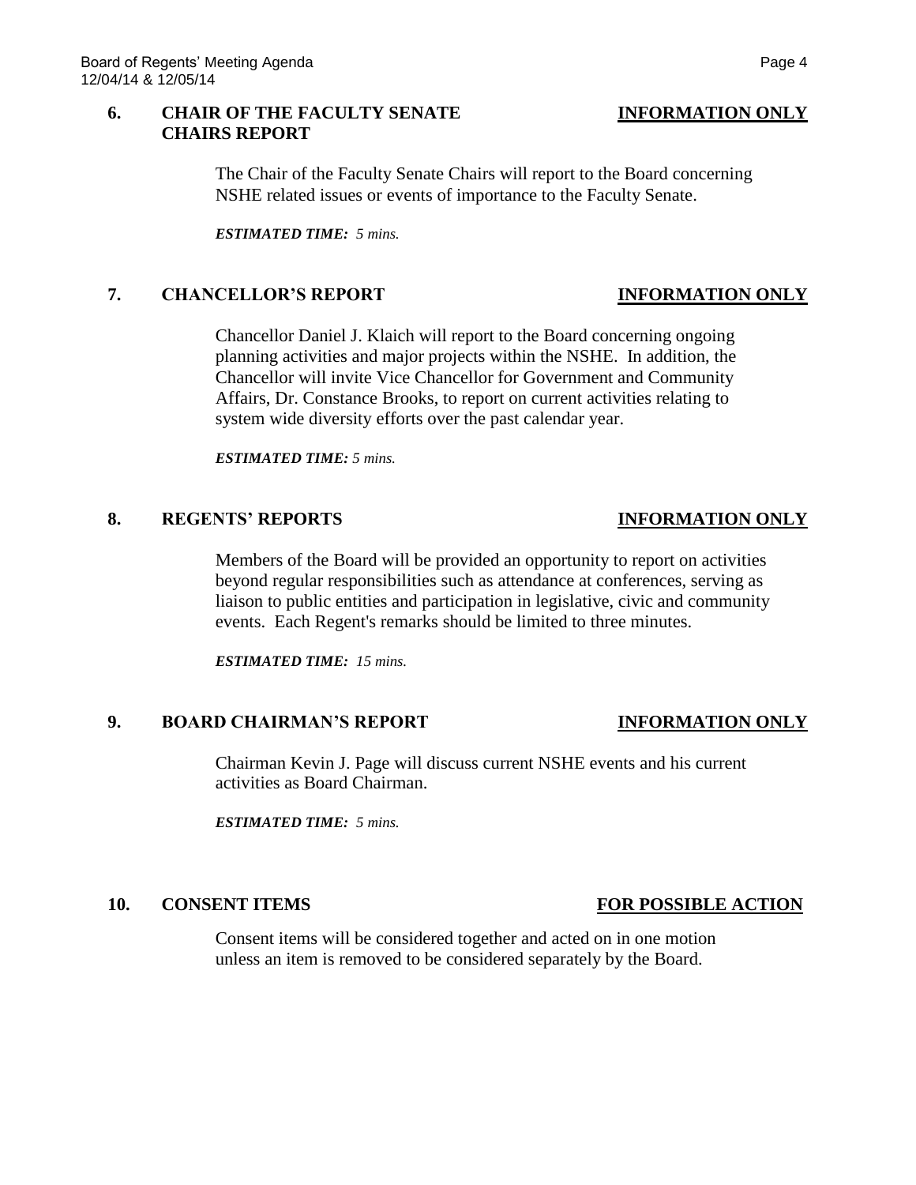### 6. CHAIR OF THE FACULTY SENATE CHAIRS REPORT — INFORMATION ONLY

The Chair of the Faculty Senate Chairs will report to the Board concerning NSHE related issues or events of importance to the Faculty Senate.

***ESTIMATED TIME:*** *5 mins.*

### 7. CHANCELLOR'S REPORT — INFORMATION ONLY

Chancellor Daniel J. Klaich will report to the Board concerning ongoing planning activities and major projects within the NSHE. In addition, the Chancellor will invite Vice Chancellor for Government and Community Affairs, Dr. Constance Brooks, to report on current activities relating to system wide diversity efforts over the past calendar year.

***ESTIMATED TIME:*** *5 mins.*

### 8. REGENTS' REPORTS — INFORMATION ONLY

Members of the Board will be provided an opportunity to report on activities beyond regular responsibilities such as attendance at conferences, serving as liaison to public entities and participation in legislative, civic and community events. Each Regent's remarks should be limited to three minutes.

***ESTIMATED TIME:*** *15 mins.*

### 9. BOARD CHAIRMAN'S REPORT — INFORMATION ONLY

Chairman Kevin J. Page will discuss current NSHE events and his current activities as Board Chairman.

***ESTIMATED TIME:*** *5 mins.*

### 10. CONSENT ITEMS — FOR POSSIBLE ACTION

Consent items will be considered together and acted on in one motion unless an item is removed to be considered separately by the Board.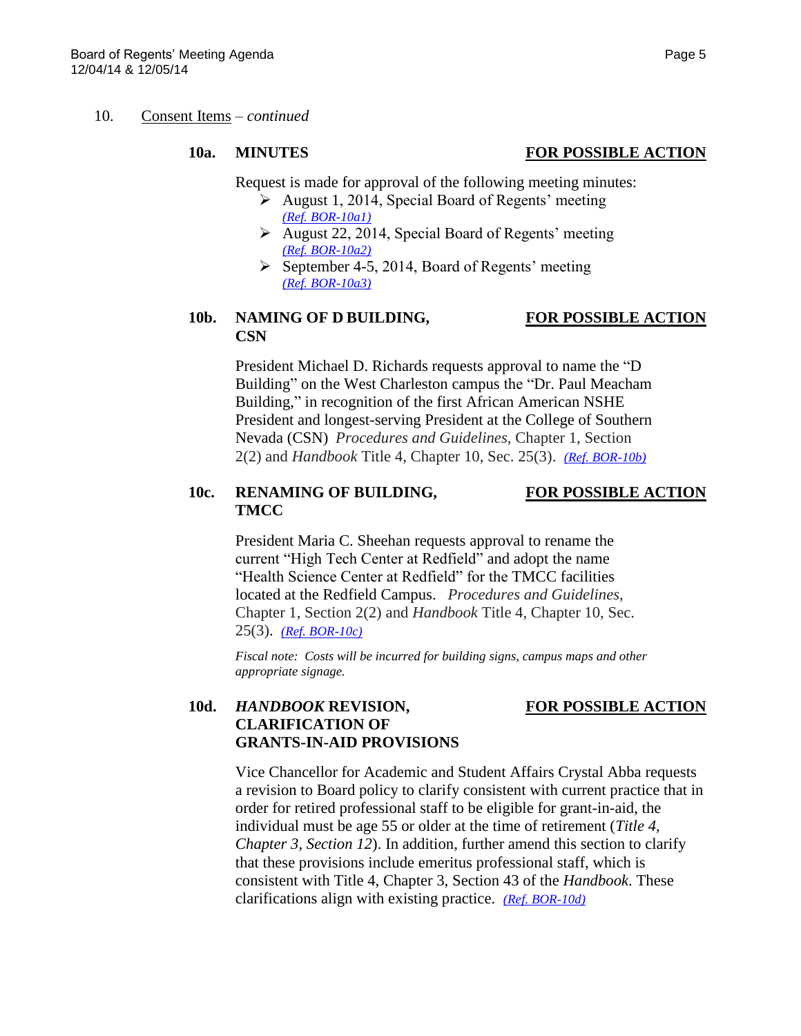10. Consent Items – *continued*

**10a. MINUTES** **FOR POSSIBLE ACTION**

Request is made for approval of the following meeting minutes:

- August 1, 2014, Special Board of Regents' meeting *(Ref. BOR-10a1)*
- August 22, 2014, Special Board of Regents' meeting *(Ref. BOR-10a2)*
- September 4-5, 2014, Board of Regents' meeting *(Ref. BOR-10a3)*

**10b. NAMING OF D BUILDING, CSN** **FOR POSSIBLE ACTION**

President Michael D. Richards requests approval to name the "D Building" on the West Charleston campus the "Dr. Paul Meacham Building," in recognition of the first African American NSHE President and longest-serving President at the College of Southern Nevada (CSN) *Procedures and Guidelines*, Chapter 1, Section 2(2) and *Handbook* Title 4, Chapter 10, Sec. 25(3). *(Ref. BOR-10b)*

**10c. RENAMING OF BUILDING, TMCC** **FOR POSSIBLE ACTION**

President Maria C. Sheehan requests approval to rename the current "High Tech Center at Redfield" and adopt the name "Health Science Center at Redfield" for the TMCC facilities located at the Redfield Campus. *Procedures and Guidelines*, Chapter 1, Section 2(2) and *Handbook* Title 4, Chapter 10, Sec. 25(3). *(Ref. BOR-10c)*

*Fiscal note: Costs will be incurred for building signs, campus maps and other appropriate signage.*

**10d. *HANDBOOK* REVISION, CLARIFICATION OF GRANTS-IN-AID PROVISIONS** **FOR POSSIBLE ACTION**

Vice Chancellor for Academic and Student Affairs Crystal Abba requests a revision to Board policy to clarify consistent with current practice that in order for retired professional staff to be eligible for grant-in-aid, the individual must be age 55 or older at the time of retirement (*Title 4, Chapter 3, Section 12*). In addition, further amend this section to clarify that these provisions include emeritus professional staff, which is consistent with Title 4, Chapter 3, Section 43 of the *Handbook*. These clarifications align with existing practice. *(Ref. BOR-10d)*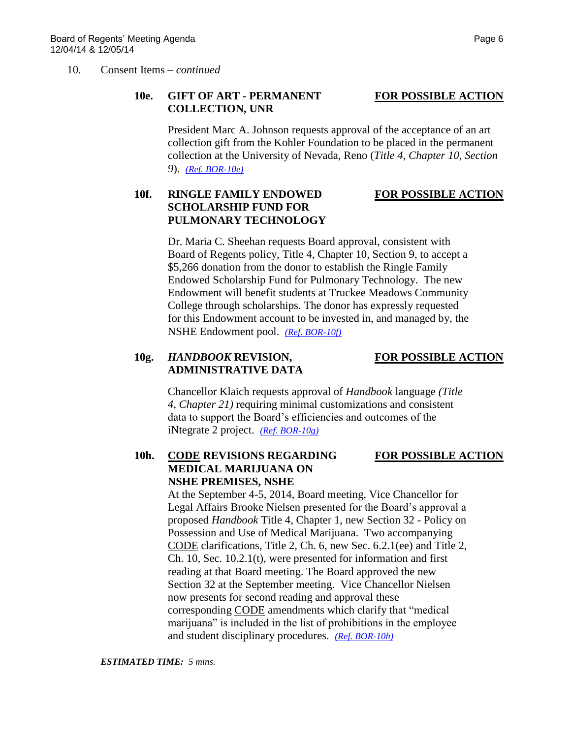10. Consent Items – *continued*

**10e. GIFT OF ART - PERMANENT COLLECTION, UNR** **FOR POSSIBLE ACTION**

President Marc A. Johnson requests approval of the acceptance of an art collection gift from the Kohler Foundation to be placed in the permanent collection at the University of Nevada, Reno (*Title 4, Chapter 10, Section 9*). *(Ref. BOR-10e)*

**10f. RINGLE FAMILY ENDOWED SCHOLARSHIP FUND FOR PULMONARY TECHNOLOGY** **FOR POSSIBLE ACTION**

Dr. Maria C. Sheehan requests Board approval, consistent with Board of Regents policy, Title 4, Chapter 10, Section 9, to accept a $5,266 donation from the donor to establish the Ringle Family Endowed Scholarship Fund for Pulmonary Technology. The new Endowment will benefit students at Truckee Meadows Community College through scholarships. The donor has expressly requested for this Endowment account to be invested in, and managed by, the NSHE Endowment pool. *(Ref. BOR-10f)*

**10g. *HANDBOOK* REVISION, ADMINISTRATIVE DATA** **FOR POSSIBLE ACTION**

Chancellor Klaich requests approval of *Handbook* language *(Title 4, Chapter 21)* requiring minimal customizations and consistent data to support the Board's efficiencies and outcomes of the iNtegrate 2 project. *(Ref. BOR-10g)*

**10h. CODE REVISIONS REGARDING MEDICAL MARIJUANA ON NSHE PREMISES, NSHE** **FOR POSSIBLE ACTION**

At the September 4-5, 2014, Board meeting, Vice Chancellor for Legal Affairs Brooke Nielsen presented for the Board's approval a proposed *Handbook* Title 4, Chapter 1, new Section 32 - Policy on Possession and Use of Medical Marijuana. Two accompanying CODE clarifications, Title 2, Ch. 6, new Sec. 6.2.1(ee) and Title 2, Ch. 10, Sec. 10.2.1(t), were presented for information and first reading at that Board meeting. The Board approved the new Section 32 at the September meeting. Vice Chancellor Nielsen now presents for second reading and approval these corresponding CODE amendments which clarify that "medical marijuana" is included in the list of prohibitions in the employee and student disciplinary procedures. *(Ref. BOR-10h)*

***ESTIMATED TIME:*** *5 mins.*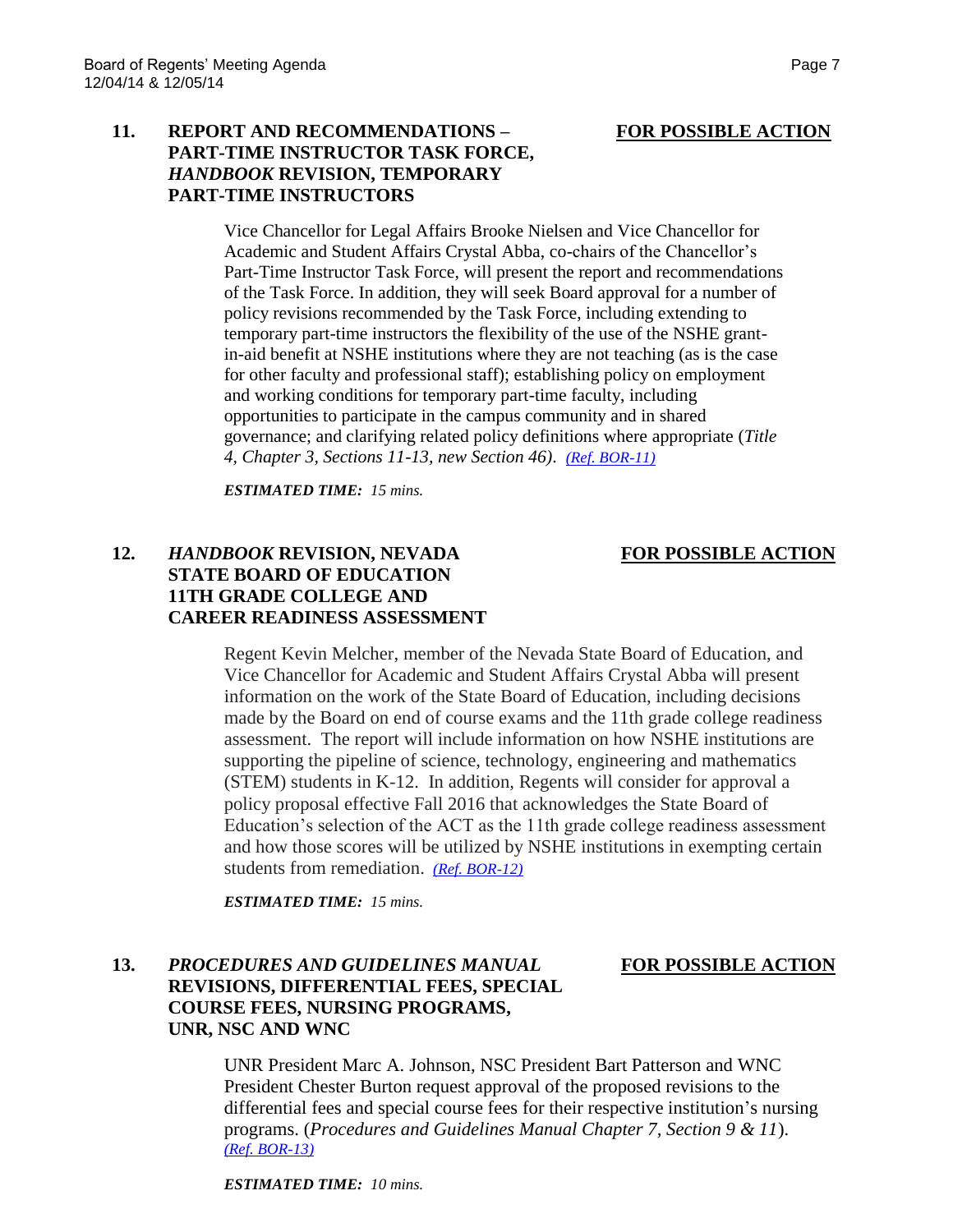**11. REPORT AND RECOMMENDATIONS – PART-TIME INSTRUCTOR TASK FORCE, *HANDBOOK* REVISION, TEMPORARY PART-TIME INSTRUCTORS** — **FOR POSSIBLE ACTION**

Vice Chancellor for Legal Affairs Brooke Nielsen and Vice Chancellor for Academic and Student Affairs Crystal Abba, co-chairs of the Chancellor's Part-Time Instructor Task Force, will present the report and recommendations of the Task Force. In addition, they will seek Board approval for a number of policy revisions recommended by the Task Force, including extending to temporary part-time instructors the flexibility of the use of the NSHE grant-in-aid benefit at NSHE institutions where they are not teaching (as is the case for other faculty and professional staff); establishing policy on employment and working conditions for temporary part-time faculty, including opportunities to participate in the campus community and in shared governance; and clarifying related policy definitions where appropriate (*Title 4, Chapter 3, Sections 11-13, new Section 46*). *(Ref. BOR-11)*

***ESTIMATED TIME:** 15 mins.*

**12. *HANDBOOK* REVISION, NEVADA STATE BOARD OF EDUCATION 11TH GRADE COLLEGE AND CAREER READINESS ASSESSMENT** — **FOR POSSIBLE ACTION**

Regent Kevin Melcher, member of the Nevada State Board of Education, and Vice Chancellor for Academic and Student Affairs Crystal Abba will present information on the work of the State Board of Education, including decisions made by the Board on end of course exams and the 11th grade college readiness assessment. The report will include information on how NSHE institutions are supporting the pipeline of science, technology, engineering and mathematics (STEM) students in K-12. In addition, Regents will consider for approval a policy proposal effective Fall 2016 that acknowledges the State Board of Education's selection of the ACT as the 11th grade college readiness assessment and how those scores will be utilized by NSHE institutions in exempting certain students from remediation. *(Ref. BOR-12)*

***ESTIMATED TIME:** 15 mins.*

**13. *PROCEDURES AND GUIDELINES MANUAL* REVISIONS, DIFFERENTIAL FEES, SPECIAL COURSE FEES, NURSING PROGRAMS, UNR, NSC AND WNC** — **FOR POSSIBLE ACTION**

UNR President Marc A. Johnson, NSC President Bart Patterson and WNC President Chester Burton request approval of the proposed revisions to the differential fees and special course fees for their respective institution's nursing programs. (*Procedures and Guidelines Manual Chapter 7, Section 9 & 11*). *(Ref. BOR-13)*

***ESTIMATED TIME:** 10 mins.*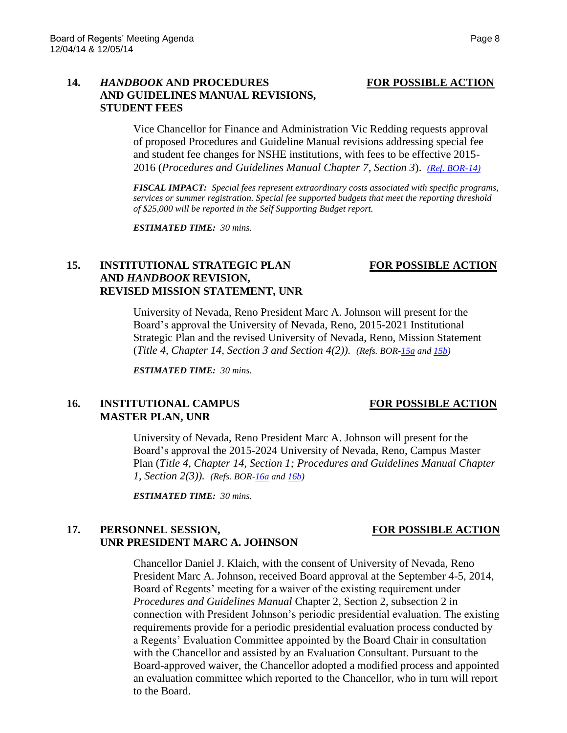**14. *HANDBOOK* AND PROCEDURES AND GUIDELINES MANUAL REVISIONS, STUDENT FEES** — **FOR POSSIBLE ACTION**

Vice Chancellor for Finance and Administration Vic Redding requests approval of proposed Procedures and Guideline Manual revisions addressing special fee and student fee changes for NSHE institutions, with fees to be effective 2015-2016 (*Procedures and Guidelines Manual Chapter 7, Section 3*). *(Ref. BOR-14)*

***FISCAL IMPACT:*** *Special fees represent extraordinary costs associated with specific programs, services or summer registration. Special fee supported budgets that meet the reporting threshold of $25,000 will be reported in the Self Supporting Budget report.*

***ESTIMATED TIME:*** *30 mins.*

**15. INSTITUTIONAL STRATEGIC PLAN AND *HANDBOOK* REVISION, REVISED MISSION STATEMENT, UNR** — **FOR POSSIBLE ACTION**

University of Nevada, Reno President Marc A. Johnson will present for the Board's approval the University of Nevada, Reno, 2015-2021 Institutional Strategic Plan and the revised University of Nevada, Reno, Mission Statement (*Title 4, Chapter 14, Section 3 and Section 4(2)). (Refs. BOR-15a and 15b)*

***ESTIMATED TIME:*** *30 mins.*

**16. INSTITUTIONAL CAMPUS MASTER PLAN, UNR** — **FOR POSSIBLE ACTION**

University of Nevada, Reno President Marc A. Johnson will present for the Board's approval the 2015-2024 University of Nevada, Reno, Campus Master Plan (*Title 4, Chapter 14, Section 1; Procedures and Guidelines Manual Chapter 1, Section 2(3)). (Refs. BOR-16a and 16b)*

***ESTIMATED TIME:*** *30 mins.*

**17. PERSONNEL SESSION, UNR PRESIDENT MARC A. JOHNSON** — **FOR POSSIBLE ACTION**

Chancellor Daniel J. Klaich, with the consent of University of Nevada, Reno President Marc A. Johnson, received Board approval at the September 4-5, 2014, Board of Regents' meeting for a waiver of the existing requirement under *Procedures and Guidelines Manual* Chapter 2, Section 2, subsection 2 in connection with President Johnson's periodic presidential evaluation. The existing requirements provide for a periodic presidential evaluation process conducted by a Regents' Evaluation Committee appointed by the Board Chair in consultation with the Chancellor and assisted by an Evaluation Consultant. Pursuant to the Board-approved waiver, the Chancellor adopted a modified process and appointed an evaluation committee which reported to the Chancellor, who in turn will report to the Board.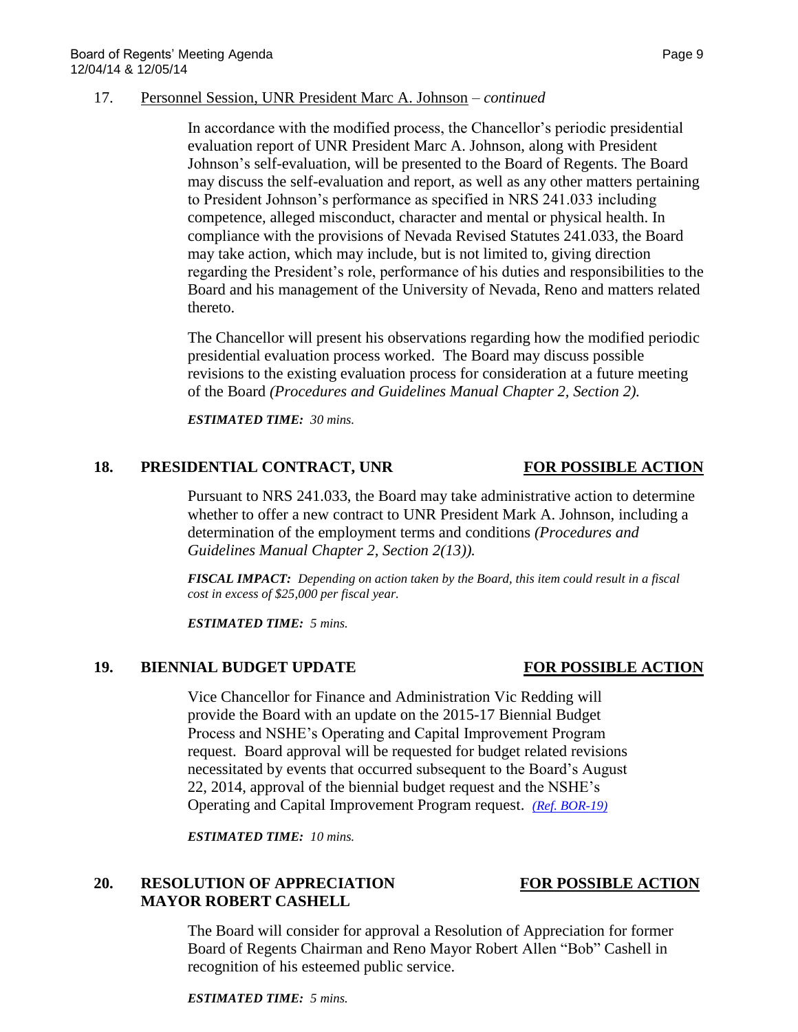17. Personnel Session, UNR President Marc A. Johnson – *continued*

In accordance with the modified process, the Chancellor's periodic presidential evaluation report of UNR President Marc A. Johnson, along with President Johnson's self-evaluation, will be presented to the Board of Regents. The Board may discuss the self-evaluation and report, as well as any other matters pertaining to President Johnson's performance as specified in NRS 241.033 including competence, alleged misconduct, character and mental or physical health. In compliance with the provisions of Nevada Revised Statutes 241.033, the Board may take action, which may include, but is not limited to, giving direction regarding the President's role, performance of his duties and responsibilities to the Board and his management of the University of Nevada, Reno and matters related thereto.

The Chancellor will present his observations regarding how the modified periodic presidential evaluation process worked. The Board may discuss possible revisions to the existing evaluation process for consideration at a future meeting of the Board *(Procedures and Guidelines Manual Chapter 2, Section 2).*

***ESTIMATED TIME:** 30 mins.*

## 18. PRESIDENTIAL CONTRACT, UNR — FOR POSSIBLE ACTION

Pursuant to NRS 241.033, the Board may take administrative action to determine whether to offer a new contract to UNR President Mark A. Johnson, including a determination of the employment terms and conditions *(Procedures and Guidelines Manual Chapter 2, Section 2(13)).*

***FISCAL IMPACT:** Depending on action taken by the Board, this item could result in a fiscal cost in excess of $25,000 per fiscal year.*

***ESTIMATED TIME:** 5 mins.*

## 19. BIENNIAL BUDGET UPDATE — FOR POSSIBLE ACTION

Vice Chancellor for Finance and Administration Vic Redding will provide the Board with an update on the 2015-17 Biennial Budget Process and NSHE's Operating and Capital Improvement Program request. Board approval will be requested for budget related revisions necessitated by events that occurred subsequent to the Board's August 22, 2014, approval of the biennial budget request and the NSHE's Operating and Capital Improvement Program request. *(Ref. BOR-19)*

***ESTIMATED TIME:** 10 mins.*

## 20. RESOLUTION OF APPRECIATION MAYOR ROBERT CASHELL — FOR POSSIBLE ACTION

The Board will consider for approval a Resolution of Appreciation for former Board of Regents Chairman and Reno Mayor Robert Allen "Bob" Cashell in recognition of his esteemed public service.

***ESTIMATED TIME:** 5 mins.*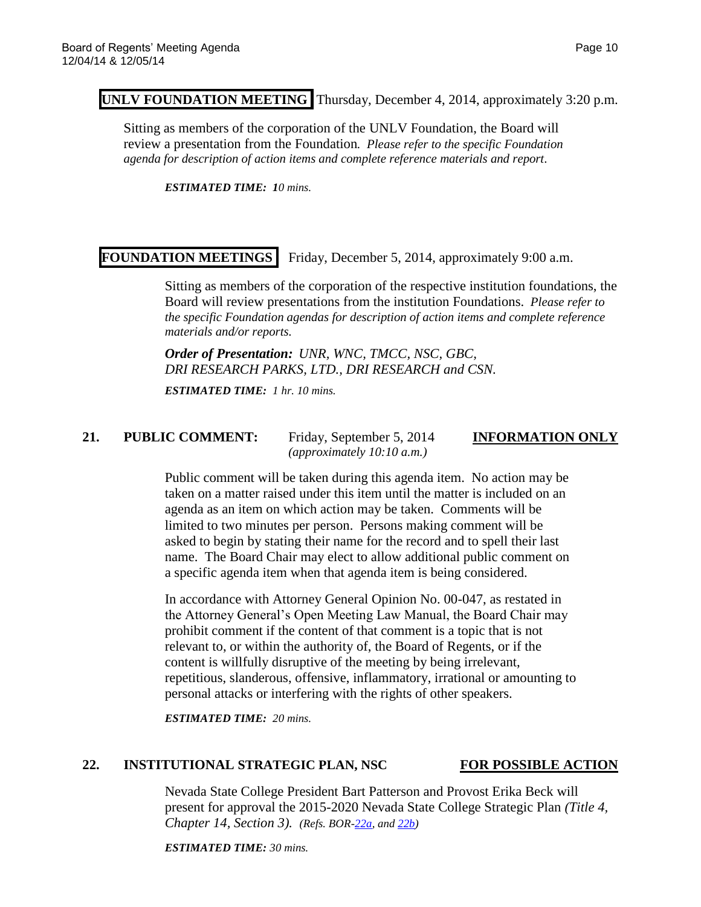**UNLV FOUNDATION MEETING** Thursday, December 4, 2014, approximately 3:20 p.m.

Sitting as members of the corporation of the UNLV Foundation, the Board will review a presentation from the Foundation. *Please refer to the specific Foundation agenda for description of action items and complete reference materials and report*.

***ESTIMATED TIME:*** *10 mins.*

**FOUNDATION MEETINGS** Friday, December 5, 2014, approximately 9:00 a.m.

Sitting as members of the corporation of the respective institution foundations, the Board will review presentations from the institution Foundations. *Please refer to the specific Foundation agendas for description of action items and complete reference materials and/or reports.*

***Order of Presentation:*** *UNR, WNC, TMCC, NSC, GBC, DRI RESEARCH PARKS, LTD., DRI RESEARCH and CSN.*

***ESTIMATED TIME:*** *1 hr. 10 mins.*

**21. PUBLIC COMMENT:** Friday, September 5, 2014 *(approximately 10:10 a.m.)* **INFORMATION ONLY**

Public comment will be taken during this agenda item. No action may be taken on a matter raised under this item until the matter is included on an agenda as an item on which action may be taken. Comments will be limited to two minutes per person. Persons making comment will be asked to begin by stating their name for the record and to spell their last name. The Board Chair may elect to allow additional public comment on a specific agenda item when that agenda item is being considered.

In accordance with Attorney General Opinion No. 00-047, as restated in the Attorney General's Open Meeting Law Manual, the Board Chair may prohibit comment if the content of that comment is a topic that is not relevant to, or within the authority of, the Board of Regents, or if the content is willfully disruptive of the meeting by being irrelevant, repetitious, slanderous, offensive, inflammatory, irrational or amounting to personal attacks or interfering with the rights of other speakers.

***ESTIMATED TIME:*** *20 mins.*

**22. INSTITUTIONAL STRATEGIC PLAN, NSC** **FOR POSSIBLE ACTION**

Nevada State College President Bart Patterson and Provost Erika Beck will present for approval the 2015-2020 Nevada State College Strategic Plan *(Title 4, Chapter 14, Section 3). (Refs. BOR-22a, and 22b)*

***ESTIMATED TIME:*** *30 mins.*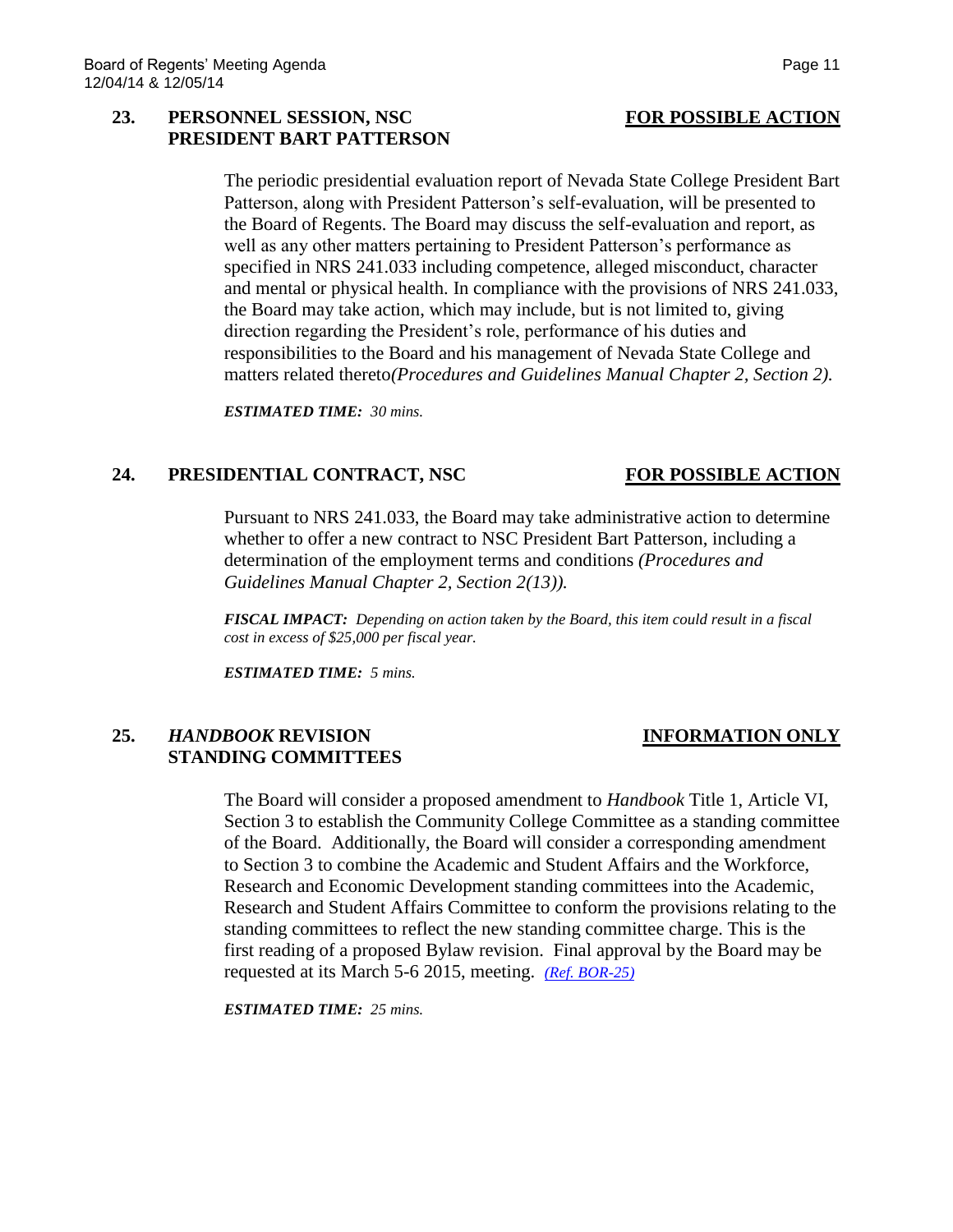## 23. PERSONNEL SESSION, NSC PRESIDENT BART PATTERSON — FOR POSSIBLE ACTION

The periodic presidential evaluation report of Nevada State College President Bart Patterson, along with President Patterson's self-evaluation, will be presented to the Board of Regents. The Board may discuss the self-evaluation and report, as well as any other matters pertaining to President Patterson's performance as specified in NRS 241.033 including competence, alleged misconduct, character and mental or physical health. In compliance with the provisions of NRS 241.033, the Board may take action, which may include, but is not limited to, giving direction regarding the President's role, performance of his duties and responsibilities to the Board and his management of Nevada State College and matters related thereto *(Procedures and Guidelines Manual Chapter 2, Section 2).*

***ESTIMATED TIME:*** *30 mins.*

## 24. PRESIDENTIAL CONTRACT, NSC — FOR POSSIBLE ACTION

Pursuant to NRS 241.033, the Board may take administrative action to determine whether to offer a new contract to NSC President Bart Patterson, including a determination of the employment terms and conditions *(Procedures and Guidelines Manual Chapter 2, Section 2(13)).*

***FISCAL IMPACT:*** *Depending on action taken by the Board, this item could result in a fiscal cost in excess of $25,000 per fiscal year.*

***ESTIMATED TIME:*** *5 mins.*

## 25. *HANDBOOK* REVISION STANDING COMMITTEES — INFORMATION ONLY

The Board will consider a proposed amendment to *Handbook* Title 1, Article VI, Section 3 to establish the Community College Committee as a standing committee of the Board. Additionally, the Board will consider a corresponding amendment to Section 3 to combine the Academic and Student Affairs and the Workforce, Research and Economic Development standing committees into the Academic, Research and Student Affairs Committee to conform the provisions relating to the standing committees to reflect the new standing committee charge. This is the first reading of a proposed Bylaw revision. Final approval by the Board may be requested at its March 5-6 2015, meeting. *(Ref. BOR-25)*

***ESTIMATED TIME:*** *25 mins.*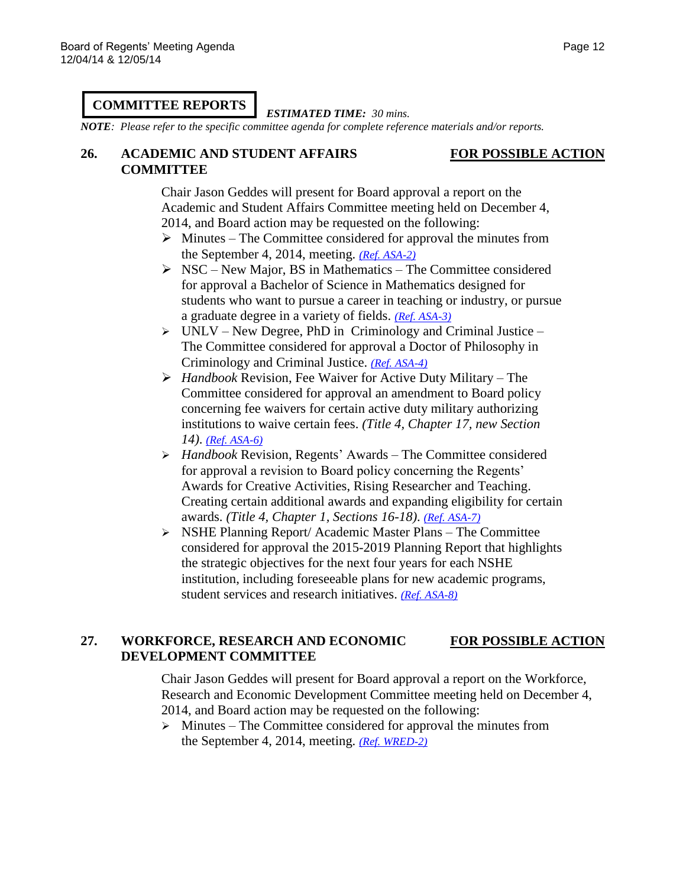**COMMITTEE REPORTS** *ESTIMATED TIME: 30 mins.*

***NOTE**: Please refer to the specific committee agenda for complete reference materials and/or reports.*

## 26. ACADEMIC AND STUDENT AFFAIRS COMMITTEE — FOR POSSIBLE ACTION

Chair Jason Geddes will present for Board approval a report on the Academic and Student Affairs Committee meeting held on December 4, 2014, and Board action may be requested on the following:

- Minutes – The Committee considered for approval the minutes from the September 4, 2014, meeting. *(Ref. ASA-2)*
- NSC – New Major, BS in Mathematics – The Committee considered for approval a Bachelor of Science in Mathematics designed for students who want to pursue a career in teaching or industry, or pursue a graduate degree in a variety of fields. *(Ref. ASA-3)*
- UNLV – New Degree, PhD in Criminology and Criminal Justice – The Committee considered for approval a Doctor of Philosophy in Criminology and Criminal Justice. *(Ref. ASA-4)*
- *Handbook* Revision, Fee Waiver for Active Duty Military – The Committee considered for approval an amendment to Board policy concerning fee waivers for certain active duty military authorizing institutions to waive certain fees. *(Title 4, Chapter 17, new Section 14). (Ref. ASA-6)*
- *Handbook* Revision, Regents' Awards – The Committee considered for approval a revision to Board policy concerning the Regents' Awards for Creative Activities, Rising Researcher and Teaching. Creating certain additional awards and expanding eligibility for certain awards. *(Title 4, Chapter 1, Sections 16-18). (Ref. ASA-7)*
- NSHE Planning Report/ Academic Master Plans – The Committee considered for approval the 2015-2019 Planning Report that highlights the strategic objectives for the next four years for each NSHE institution, including foreseeable plans for new academic programs, student services and research initiatives. *(Ref. ASA-8)*

## 27. WORKFORCE, RESEARCH AND ECONOMIC DEVELOPMENT COMMITTEE — FOR POSSIBLE ACTION

Chair Jason Geddes will present for Board approval a report on the Workforce, Research and Economic Development Committee meeting held on December 4, 2014, and Board action may be requested on the following:

- Minutes – The Committee considered for approval the minutes from the September 4, 2014, meeting. *(Ref. WRED-2)*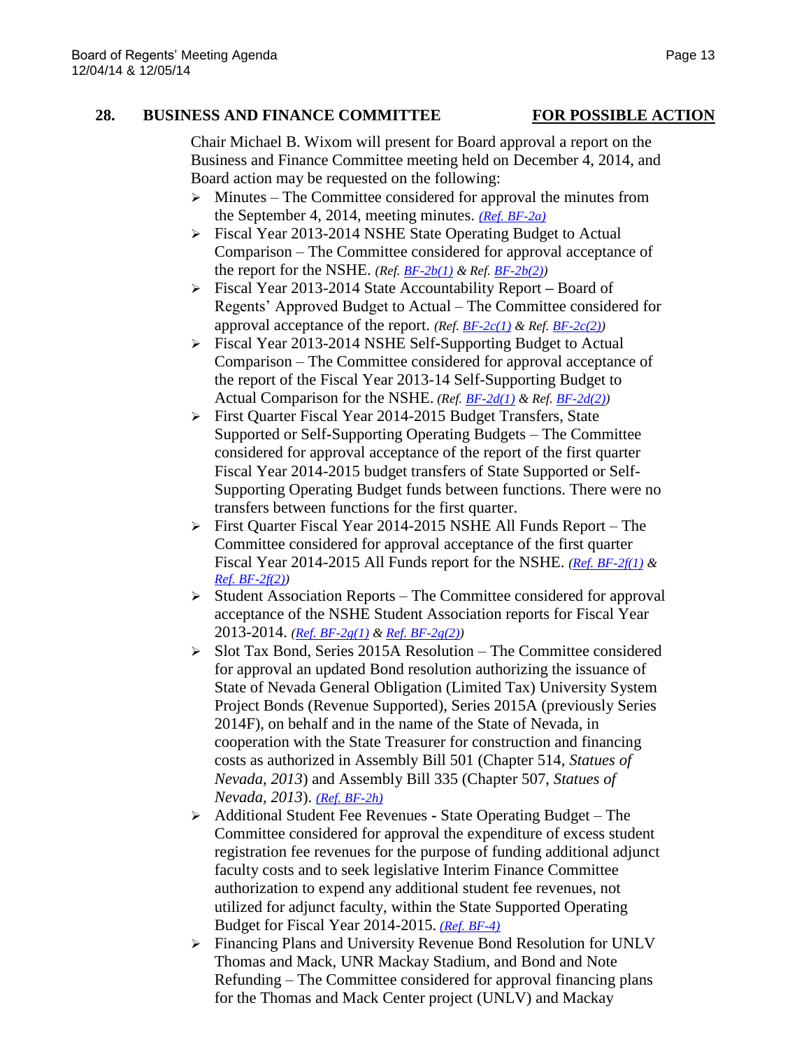**28. BUSINESS AND FINANCE COMMITTEE** **FOR POSSIBLE ACTION**

Chair Michael B. Wixom will present for Board approval a report on the Business and Finance Committee meeting held on December 4, 2014, and Board action may be requested on the following:

- Minutes – The Committee considered for approval the minutes from the September 4, 2014, meeting minutes. *(Ref. BF-2a)*
- Fiscal Year 2013-2014 NSHE State Operating Budget to Actual Comparison – The Committee considered for approval acceptance of the report for the NSHE. *(Ref. BF-2b(1) & Ref. BF-2b(2))*
- Fiscal Year 2013-2014 State Accountability Report **–** Board of Regents' Approved Budget to Actual – The Committee considered for approval acceptance of the report. *(Ref. BF-2c(1) & Ref. BF-2c(2))*
- Fiscal Year 2013-2014 NSHE Self-Supporting Budget to Actual Comparison – The Committee considered for approval acceptance of the report of the Fiscal Year 2013-14 Self-Supporting Budget to Actual Comparison for the NSHE. *(Ref. BF-2d(1) & Ref. BF-2d(2))*
- First Quarter Fiscal Year 2014-2015 Budget Transfers, State Supported or Self-Supporting Operating Budgets – The Committee considered for approval acceptance of the report of the first quarter Fiscal Year 2014-2015 budget transfers of State Supported or Self-Supporting Operating Budget funds between functions. There were no transfers between functions for the first quarter.
- First Quarter Fiscal Year 2014-2015 NSHE All Funds Report – The Committee considered for approval acceptance of the first quarter Fiscal Year 2014-2015 All Funds report for the NSHE. *(Ref. BF-2f(1) & Ref. BF-2f(2))*
- Student Association Reports – The Committee considered for approval acceptance of the NSHE Student Association reports for Fiscal Year 2013-2014. *(Ref. BF-2g(1) & Ref. BF-2g(2))*
- Slot Tax Bond, Series 2015A Resolution – The Committee considered for approval an updated Bond resolution authorizing the issuance of State of Nevada General Obligation (Limited Tax) University System Project Bonds (Revenue Supported), Series 2015A (previously Series 2014F), on behalf and in the name of the State of Nevada, in cooperation with the State Treasurer for construction and financing costs as authorized in Assembly Bill 501 (Chapter 514, *Statues of Nevada, 2013*) and Assembly Bill 335 (Chapter 507, *Statues of Nevada, 2013*). *(Ref. BF-2h)*
- Additional Student Fee Revenues - State Operating Budget – The Committee considered for approval the expenditure of excess student registration fee revenues for the purpose of funding additional adjunct faculty costs and to seek legislative Interim Finance Committee authorization to expend any additional student fee revenues, not utilized for adjunct faculty, within the State Supported Operating Budget for Fiscal Year 2014-2015. *(Ref. BF-4)*
- Financing Plans and University Revenue Bond Resolution for UNLV Thomas and Mack, UNR Mackay Stadium, and Bond and Note Refunding – The Committee considered for approval financing plans for the Thomas and Mack Center project (UNLV) and Mackay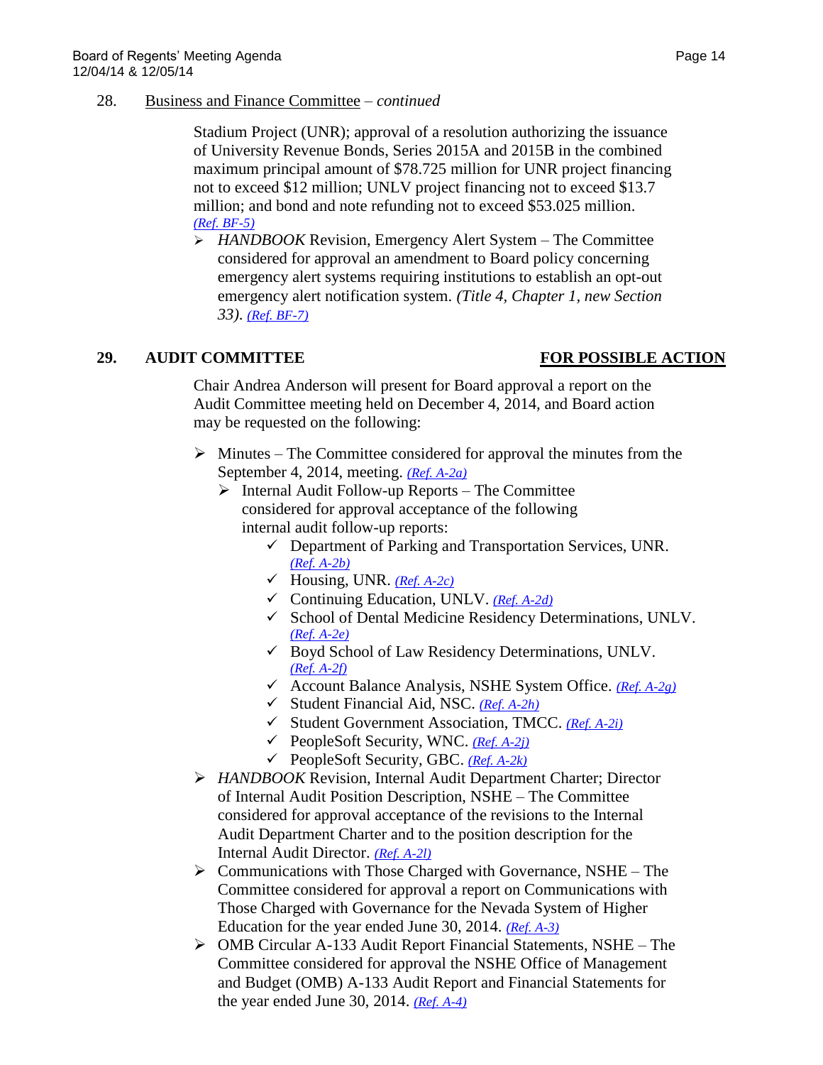28. Business and Finance Committee – *continued*

Stadium Project (UNR); approval of a resolution authorizing the issuance of University Revenue Bonds, Series 2015A and 2015B in the combined maximum principal amount of $78.725 million for UNR project financing not to exceed $12 million; UNLV project financing not to exceed $13.7 million; and bond and note refunding not to exceed $53.025 million. *(Ref. BF-5)*

- *HANDBOOK* Revision, Emergency Alert System – The Committee considered for approval an amendment to Board policy concerning emergency alert systems requiring institutions to establish an opt-out emergency alert notification system. *(Title 4, Chapter 1, new Section 33). (Ref. BF-7)*

## 29. AUDIT COMMITTEE — FOR POSSIBLE ACTION

Chair Andrea Anderson will present for Board approval a report on the Audit Committee meeting held on December 4, 2014, and Board action may be requested on the following:

- Minutes – The Committee considered for approval the minutes from the September 4, 2014, meeting. *(Ref. A-2a)*
  - Internal Audit Follow-up Reports – The Committee considered for approval acceptance of the following internal audit follow-up reports:
    - ✓ Department of Parking and Transportation Services, UNR. *(Ref. A-2b)*
    - ✓ Housing, UNR. *(Ref. A-2c)*
    - ✓ Continuing Education, UNLV. *(Ref. A-2d)*
    - ✓ School of Dental Medicine Residency Determinations, UNLV. *(Ref. A-2e)*
    - ✓ Boyd School of Law Residency Determinations, UNLV. *(Ref. A-2f)*
    - ✓ Account Balance Analysis, NSHE System Office. *(Ref. A-2g)*
    - ✓ Student Financial Aid, NSC. *(Ref. A-2h)*
    - ✓ Student Government Association, TMCC. *(Ref. A-2i)*
    - ✓ PeopleSoft Security, WNC. *(Ref. A-2j)*
    - ✓ PeopleSoft Security, GBC. *(Ref. A-2k)*
- *HANDBOOK* Revision, Internal Audit Department Charter; Director of Internal Audit Position Description, NSHE – The Committee considered for approval acceptance of the revisions to the Internal Audit Department Charter and to the position description for the Internal Audit Director. *(Ref. A-2l)*
- Communications with Those Charged with Governance, NSHE – The Committee considered for approval a report on Communications with Those Charged with Governance for the Nevada System of Higher Education for the year ended June 30, 2014. *(Ref. A-3)*
- OMB Circular A-133 Audit Report Financial Statements, NSHE – The Committee considered for approval the NSHE Office of Management and Budget (OMB) A-133 Audit Report and Financial Statements for the year ended June 30, 2014. *(Ref. A-4)*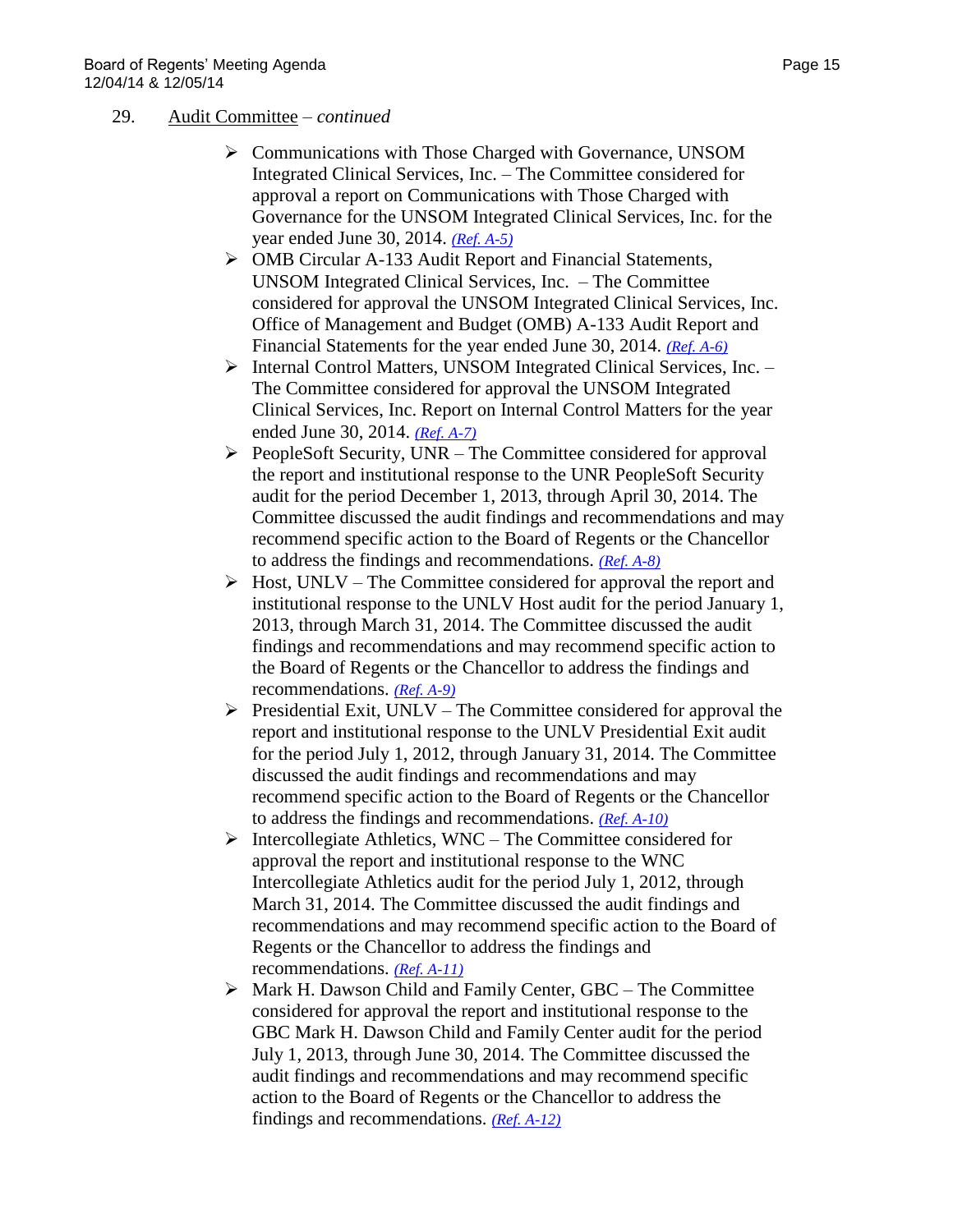29. Audit Committee – *continued*

- Communications with Those Charged with Governance, UNSOM Integrated Clinical Services, Inc. – The Committee considered for approval a report on Communications with Those Charged with Governance for the UNSOM Integrated Clinical Services, Inc. for the year ended June 30, 2014. *(Ref. A-5)*
- OMB Circular A-133 Audit Report and Financial Statements, UNSOM Integrated Clinical Services, Inc. – The Committee considered for approval the UNSOM Integrated Clinical Services, Inc. Office of Management and Budget (OMB) A-133 Audit Report and Financial Statements for the year ended June 30, 2014. *(Ref. A-6)*
- Internal Control Matters, UNSOM Integrated Clinical Services, Inc. – The Committee considered for approval the UNSOM Integrated Clinical Services, Inc. Report on Internal Control Matters for the year ended June 30, 2014. *(Ref. A-7)*
- PeopleSoft Security, UNR – The Committee considered for approval the report and institutional response to the UNR PeopleSoft Security audit for the period December 1, 2013, through April 30, 2014. The Committee discussed the audit findings and recommendations and may recommend specific action to the Board of Regents or the Chancellor to address the findings and recommendations. *(Ref. A-8)*
- Host, UNLV – The Committee considered for approval the report and institutional response to the UNLV Host audit for the period January 1, 2013, through March 31, 2014. The Committee discussed the audit findings and recommendations and may recommend specific action to the Board of Regents or the Chancellor to address the findings and recommendations. *(Ref. A-9)*
- Presidential Exit, UNLV – The Committee considered for approval the report and institutional response to the UNLV Presidential Exit audit for the period July 1, 2012, through January 31, 2014. The Committee discussed the audit findings and recommendations and may recommend specific action to the Board of Regents or the Chancellor to address the findings and recommendations. *(Ref. A-10)*
- Intercollegiate Athletics, WNC – The Committee considered for approval the report and institutional response to the WNC Intercollegiate Athletics audit for the period July 1, 2012, through March 31, 2014. The Committee discussed the audit findings and recommendations and may recommend specific action to the Board of Regents or the Chancellor to address the findings and recommendations. *(Ref. A-11)*
- Mark H. Dawson Child and Family Center, GBC – The Committee considered for approval the report and institutional response to the GBC Mark H. Dawson Child and Family Center audit for the period July 1, 2013, through June 30, 2014. The Committee discussed the audit findings and recommendations and may recommend specific action to the Board of Regents or the Chancellor to address the findings and recommendations. *(Ref. A-12)*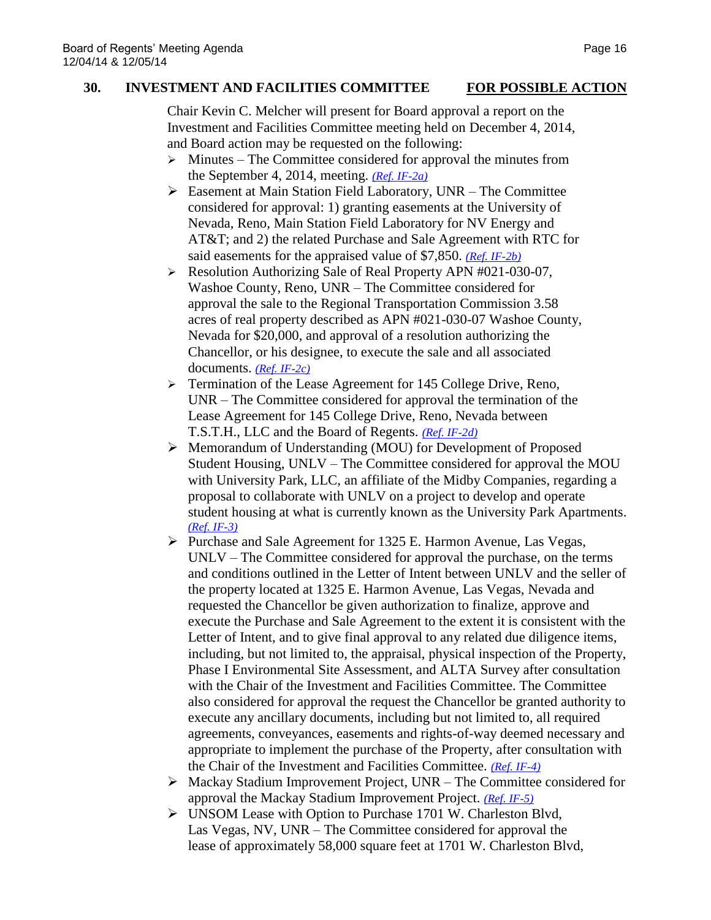## 30. INVESTMENT AND FACILITIES COMMITTEE — FOR POSSIBLE ACTION

Chair Kevin C. Melcher will present for Board approval a report on the Investment and Facilities Committee meeting held on December 4, 2014, and Board action may be requested on the following:

- Minutes – The Committee considered for approval the minutes from the September 4, 2014, meeting. *(Ref. IF-2a)*
- Easement at Main Station Field Laboratory, UNR – The Committee considered for approval: 1) granting easements at the University of Nevada, Reno, Main Station Field Laboratory for NV Energy and AT&T; and 2) the related Purchase and Sale Agreement with RTC for said easements for the appraised value of $7,850. *(Ref. IF-2b)*
- Resolution Authorizing Sale of Real Property APN #021-030-07, Washoe County, Reno, UNR – The Committee considered for approval the sale to the Regional Transportation Commission 3.58 acres of real property described as APN #021-030-07 Washoe County, Nevada for $20,000, and approval of a resolution authorizing the Chancellor, or his designee, to execute the sale and all associated documents. *(Ref. IF-2c)*
- Termination of the Lease Agreement for 145 College Drive, Reno, UNR – The Committee considered for approval the termination of the Lease Agreement for 145 College Drive, Reno, Nevada between T.S.T.H., LLC and the Board of Regents. *(Ref. IF-2d)*
- Memorandum of Understanding (MOU) for Development of Proposed Student Housing, UNLV – The Committee considered for approval the MOU with University Park, LLC, an affiliate of the Midby Companies, regarding a proposal to collaborate with UNLV on a project to develop and operate student housing at what is currently known as the University Park Apartments. *(Ref. IF-3)*
- Purchase and Sale Agreement for 1325 E. Harmon Avenue, Las Vegas, UNLV – The Committee considered for approval the purchase, on the terms and conditions outlined in the Letter of Intent between UNLV and the seller of the property located at 1325 E. Harmon Avenue, Las Vegas, Nevada and requested the Chancellor be given authorization to finalize, approve and execute the Purchase and Sale Agreement to the extent it is consistent with the Letter of Intent, and to give final approval to any related due diligence items, including, but not limited to, the appraisal, physical inspection of the Property, Phase I Environmental Site Assessment, and ALTA Survey after consultation with the Chair of the Investment and Facilities Committee. The Committee also considered for approval the request the Chancellor be granted authority to execute any ancillary documents, including but not limited to, all required agreements, conveyances, easements and rights-of-way deemed necessary and appropriate to implement the purchase of the Property, after consultation with the Chair of the Investment and Facilities Committee. *(Ref. IF-4)*
- Mackay Stadium Improvement Project, UNR – The Committee considered for approval the Mackay Stadium Improvement Project. *(Ref. IF-5)*
- UNSOM Lease with Option to Purchase 1701 W. Charleston Blvd, Las Vegas, NV, UNR – The Committee considered for approval the lease of approximately 58,000 square feet at 1701 W. Charleston Blvd,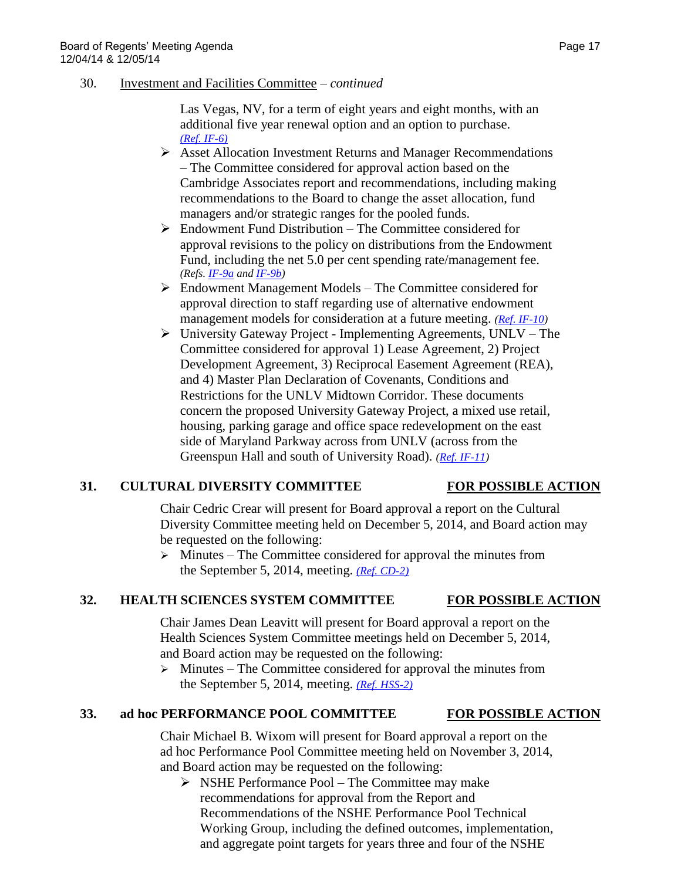30. Investment and Facilities Committee – *continued*

Las Vegas, NV, for a term of eight years and eight months, with an additional five year renewal option and an option to purchase. *(Ref. IF-6)*

- Asset Allocation Investment Returns and Manager Recommendations – The Committee considered for approval action based on the Cambridge Associates report and recommendations, including making recommendations to the Board to change the asset allocation, fund managers and/or strategic ranges for the pooled funds.
- Endowment Fund Distribution – The Committee considered for approval revisions to the policy on distributions from the Endowment Fund, including the net 5.0 per cent spending rate/management fee. *(Refs. IF-9a and IF-9b)*
- Endowment Management Models – The Committee considered for approval direction to staff regarding use of alternative endowment management models for consideration at a future meeting. *(Ref. IF-10)*
- University Gateway Project - Implementing Agreements, UNLV – The Committee considered for approval 1) Lease Agreement, 2) Project Development Agreement, 3) Reciprocal Easement Agreement (REA), and 4) Master Plan Declaration of Covenants, Conditions and Restrictions for the UNLV Midtown Corridor. These documents concern the proposed University Gateway Project, a mixed use retail, housing, parking garage and office space redevelopment on the east side of Maryland Parkway across from UNLV (across from the Greenspun Hall and south of University Road). *(Ref. IF-11)*

**31. CULTURAL DIVERSITY COMMITTEE** **FOR POSSIBLE ACTION**

Chair Cedric Crear will present for Board approval a report on the Cultural Diversity Committee meeting held on December 5, 2014, and Board action may be requested on the following:

- Minutes – The Committee considered for approval the minutes from the September 5, 2014, meeting. *(Ref. CD-2)*

**32. HEALTH SCIENCES SYSTEM COMMITTEE** **FOR POSSIBLE ACTION**

Chair James Dean Leavitt will present for Board approval a report on the Health Sciences System Committee meetings held on December 5, 2014, and Board action may be requested on the following:

- Minutes – The Committee considered for approval the minutes from the September 5, 2014, meeting. *(Ref. HSS-2)*

**33. ad hoc PERFORMANCE POOL COMMITTEE** **FOR POSSIBLE ACTION**

Chair Michael B. Wixom will present for Board approval a report on the ad hoc Performance Pool Committee meeting held on November 3, 2014, and Board action may be requested on the following:

- NSHE Performance Pool – The Committee may make recommendations for approval from the Report and Recommendations of the NSHE Performance Pool Technical Working Group, including the defined outcomes, implementation, and aggregate point targets for years three and four of the NSHE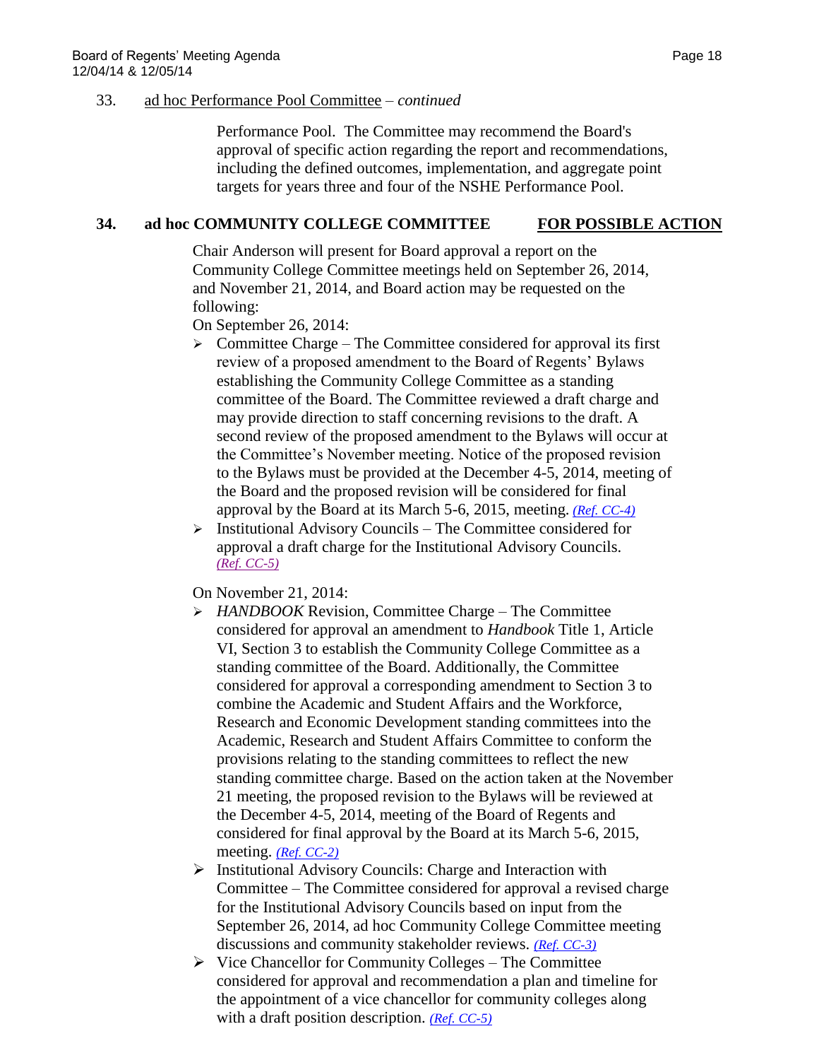33. ad hoc Performance Pool Committee – *continued*

Performance Pool. The Committee may recommend the Board's approval of specific action regarding the report and recommendations, including the defined outcomes, implementation, and aggregate point targets for years three and four of the NSHE Performance Pool.

**34. ad hoc COMMUNITY COLLEGE COMMITTEE** **FOR POSSIBLE ACTION**

Chair Anderson will present for Board approval a report on the Community College Committee meetings held on September 26, 2014, and November 21, 2014, and Board action may be requested on the following:

On September 26, 2014:

- Committee Charge – The Committee considered for approval its first review of a proposed amendment to the Board of Regents' Bylaws establishing the Community College Committee as a standing committee of the Board. The Committee reviewed a draft charge and may provide direction to staff concerning revisions to the draft. A second review of the proposed amendment to the Bylaws will occur at the Committee's November meeting. Notice of the proposed revision to the Bylaws must be provided at the December 4-5, 2014, meeting of the Board and the proposed revision will be considered for final approval by the Board at its March 5-6, 2015, meeting. *(Ref. CC-4)*
- Institutional Advisory Councils – The Committee considered for approval a draft charge for the Institutional Advisory Councils. *(Ref. CC-5)*

On November 21, 2014:

- *HANDBOOK* Revision, Committee Charge – The Committee considered for approval an amendment to *Handbook* Title 1, Article VI, Section 3 to establish the Community College Committee as a standing committee of the Board. Additionally, the Committee considered for approval a corresponding amendment to Section 3 to combine the Academic and Student Affairs and the Workforce, Research and Economic Development standing committees into the Academic, Research and Student Affairs Committee to conform the provisions relating to the standing committees to reflect the new standing committee charge. Based on the action taken at the November 21 meeting, the proposed revision to the Bylaws will be reviewed at the December 4-5, 2014, meeting of the Board of Regents and considered for final approval by the Board at its March 5-6, 2015, meeting. *(Ref. CC-2)*
- Institutional Advisory Councils: Charge and Interaction with Committee – The Committee considered for approval a revised charge for the Institutional Advisory Councils based on input from the September 26, 2014, ad hoc Community College Committee meeting discussions and community stakeholder reviews. *(Ref. CC-3)*
- Vice Chancellor for Community Colleges – The Committee considered for approval and recommendation a plan and timeline for the appointment of a vice chancellor for community colleges along with a draft position description. *(Ref. CC-5)*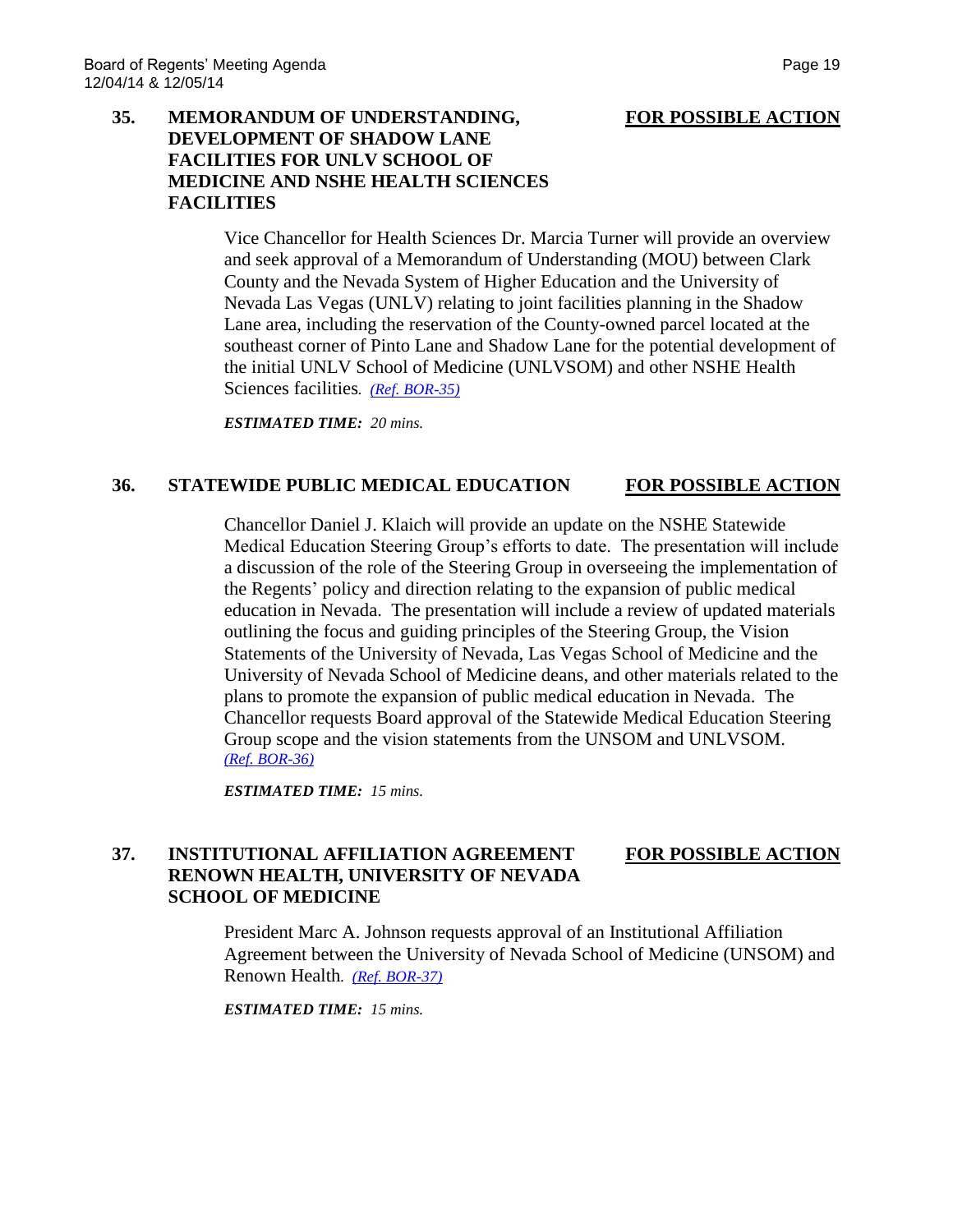**35. MEMORANDUM OF UNDERSTANDING, DEVELOPMENT OF SHADOW LANE FACILITIES FOR UNLV SCHOOL OF MEDICINE AND NSHE HEALTH SCIENCES FACILITIES** **FOR POSSIBLE ACTION**

Vice Chancellor for Health Sciences Dr. Marcia Turner will provide an overview and seek approval of a Memorandum of Understanding (MOU) between Clark County and the Nevada System of Higher Education and the University of Nevada Las Vegas (UNLV) relating to joint facilities planning in the Shadow Lane area, including the reservation of the County-owned parcel located at the southeast corner of Pinto Lane and Shadow Lane for the potential development of the initial UNLV School of Medicine (UNLVSOM) and other NSHE Health Sciences facilities. *(Ref. BOR-35)*

***ESTIMATED TIME:** 20 mins.*

**36. STATEWIDE PUBLIC MEDICAL EDUCATION** **FOR POSSIBLE ACTION**

Chancellor Daniel J. Klaich will provide an update on the NSHE Statewide Medical Education Steering Group's efforts to date. The presentation will include a discussion of the role of the Steering Group in overseeing the implementation of the Regents' policy and direction relating to the expansion of public medical education in Nevada. The presentation will include a review of updated materials outlining the focus and guiding principles of the Steering Group, the Vision Statements of the University of Nevada, Las Vegas School of Medicine and the University of Nevada School of Medicine deans, and other materials related to the plans to promote the expansion of public medical education in Nevada. The Chancellor requests Board approval of the Statewide Medical Education Steering Group scope and the vision statements from the UNSOM and UNLVSOM. *(Ref. BOR-36)*

***ESTIMATED TIME:** 15 mins.*

**37. INSTITUTIONAL AFFILIATION AGREEMENT RENOWN HEALTH, UNIVERSITY OF NEVADA SCHOOL OF MEDICINE** **FOR POSSIBLE ACTION**

President Marc A. Johnson requests approval of an Institutional Affiliation Agreement between the University of Nevada School of Medicine (UNSOM) and Renown Health. *(Ref. BOR-37)*

***ESTIMATED TIME:** 15 mins.*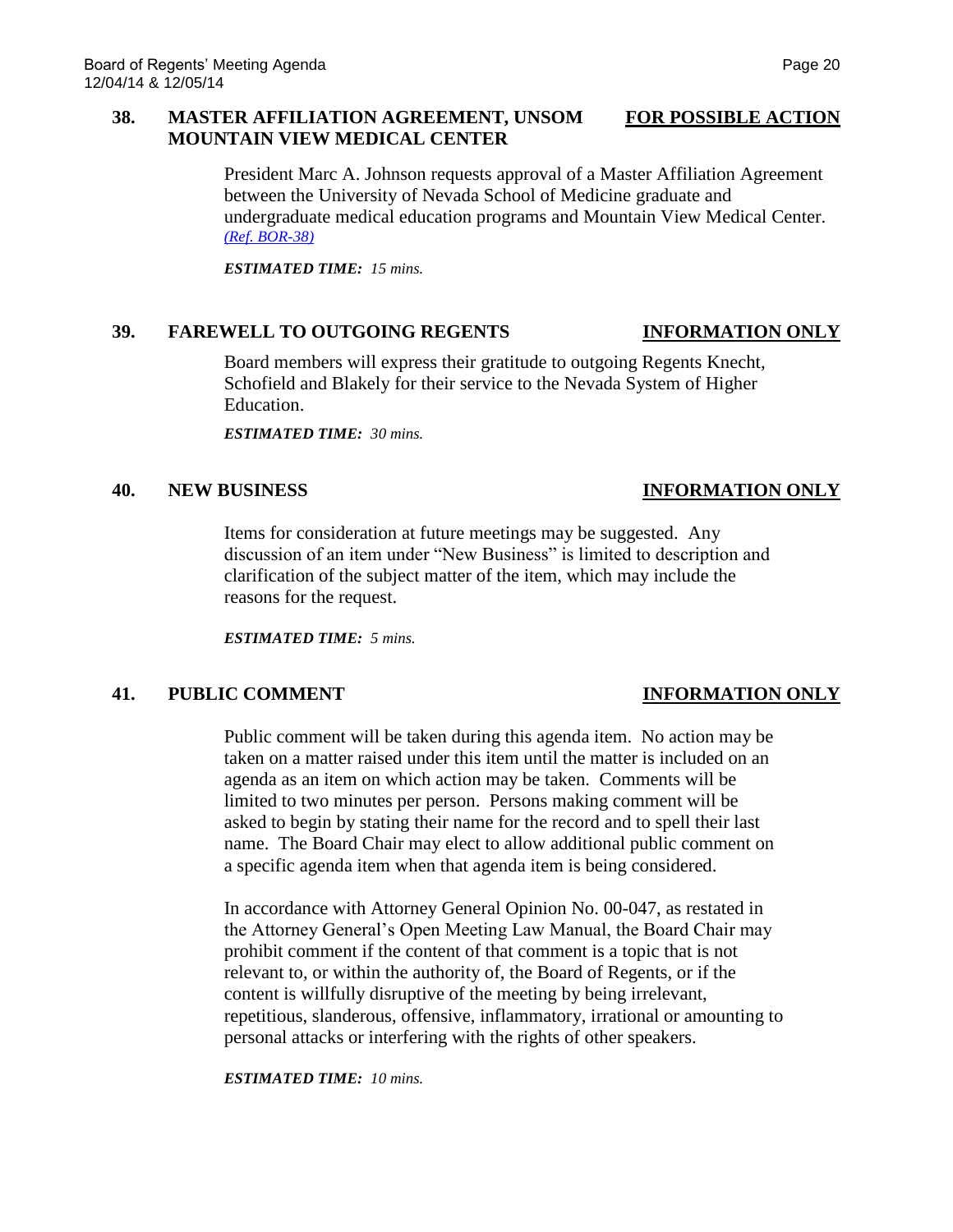### 38. MASTER AFFILIATION AGREEMENT, UNSOM MOUNTAIN VIEW MEDICAL CENTER — FOR POSSIBLE ACTION

President Marc A. Johnson requests approval of a Master Affiliation Agreement between the University of Nevada School of Medicine graduate and undergraduate medical education programs and Mountain View Medical Center. *(Ref. BOR-38)*

***ESTIMATED TIME:*** *15 mins.*

### 39. FAREWELL TO OUTGOING REGENTS — INFORMATION ONLY

Board members will express their gratitude to outgoing Regents Knecht, Schofield and Blakely for their service to the Nevada System of Higher Education.

***ESTIMATED TIME:*** *30 mins.*

### 40. NEW BUSINESS — INFORMATION ONLY

Items for consideration at future meetings may be suggested. Any discussion of an item under "New Business" is limited to description and clarification of the subject matter of the item, which may include the reasons for the request.

***ESTIMATED TIME:*** *5 mins.*

### 41. PUBLIC COMMENT — INFORMATION ONLY

Public comment will be taken during this agenda item. No action may be taken on a matter raised under this item until the matter is included on an agenda as an item on which action may be taken. Comments will be limited to two minutes per person. Persons making comment will be asked to begin by stating their name for the record and to spell their last name. The Board Chair may elect to allow additional public comment on a specific agenda item when that agenda item is being considered.

In accordance with Attorney General Opinion No. 00-047, as restated in the Attorney General's Open Meeting Law Manual, the Board Chair may prohibit comment if the content of that comment is a topic that is not relevant to, or within the authority of, the Board of Regents, or if the content is willfully disruptive of the meeting by being irrelevant, repetitious, slanderous, offensive, inflammatory, irrational or amounting to personal attacks or interfering with the rights of other speakers.

***ESTIMATED TIME:*** *10 mins.*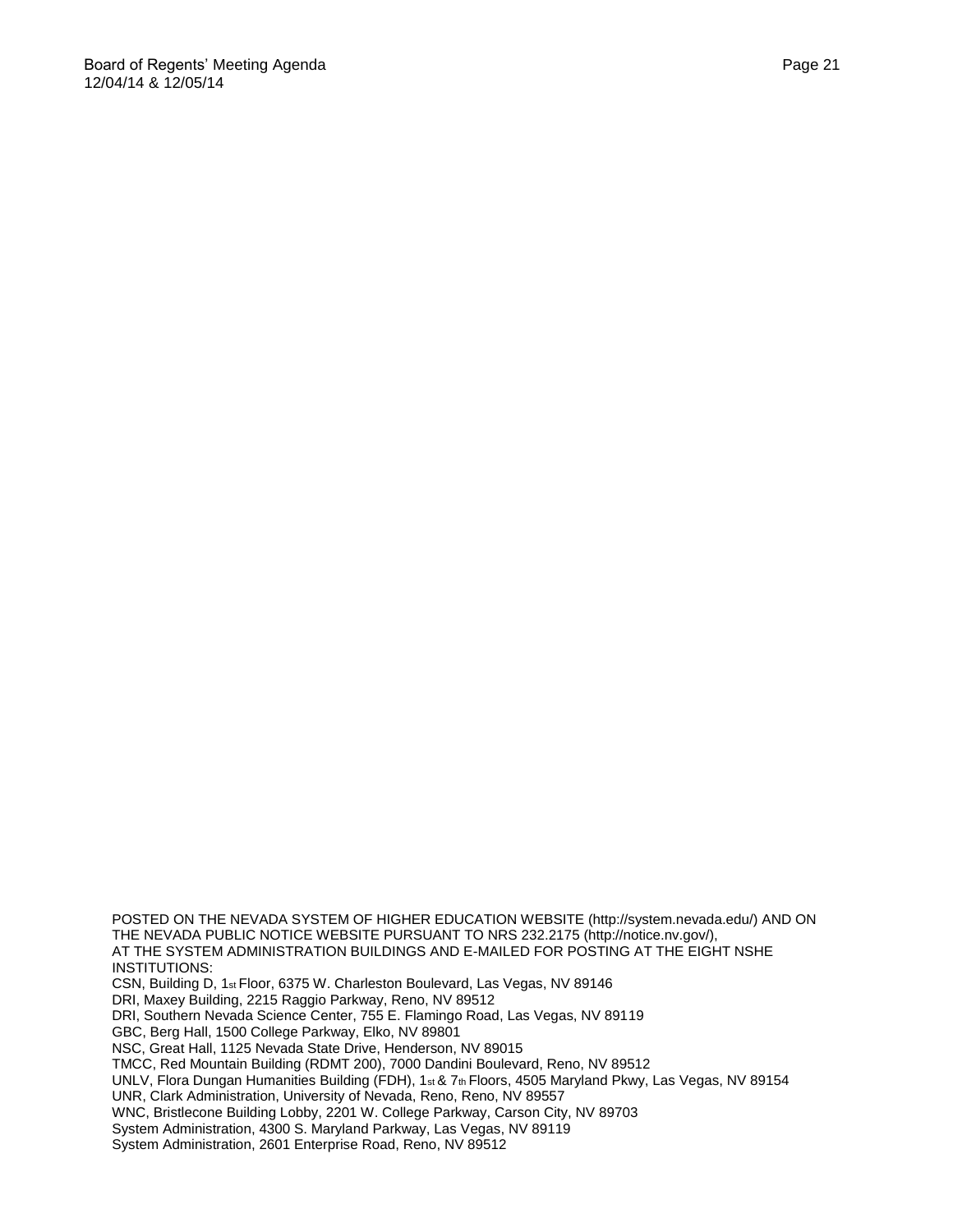POSTED ON THE NEVADA SYSTEM OF HIGHER EDUCATION WEBSITE (http://system.nevada.edu/) AND ON THE NEVADA PUBLIC NOTICE WEBSITE PURSUANT TO NRS 232.2175 (http://notice.nv.gov/), AT THE SYSTEM ADMINISTRATION BUILDINGS AND E-MAILED FOR POSTING AT THE EIGHT NSHE INSTITUTIONS:

CSN, Building D, 1st Floor, 6375 W. Charleston Boulevard, Las Vegas, NV 89146
DRI, Maxey Building, 2215 Raggio Parkway, Reno, NV 89512
DRI, Southern Nevada Science Center, 755 E. Flamingo Road, Las Vegas, NV 89119
GBC, Berg Hall, 1500 College Parkway, Elko, NV 89801
NSC, Great Hall, 1125 Nevada State Drive, Henderson, NV 89015
TMCC, Red Mountain Building (RDMT 200), 7000 Dandini Boulevard, Reno, NV 89512
UNLV, Flora Dungan Humanities Building (FDH), 1st & 7th Floors, 4505 Maryland Pkwy, Las Vegas, NV 89154
UNR, Clark Administration, University of Nevada, Reno, Reno, NV 89557
WNC, Bristlecone Building Lobby, 2201 W. College Parkway, Carson City, NV 89703
System Administration, 4300 S. Maryland Parkway, Las Vegas, NV 89119
System Administration, 2601 Enterprise Road, Reno, NV 89512